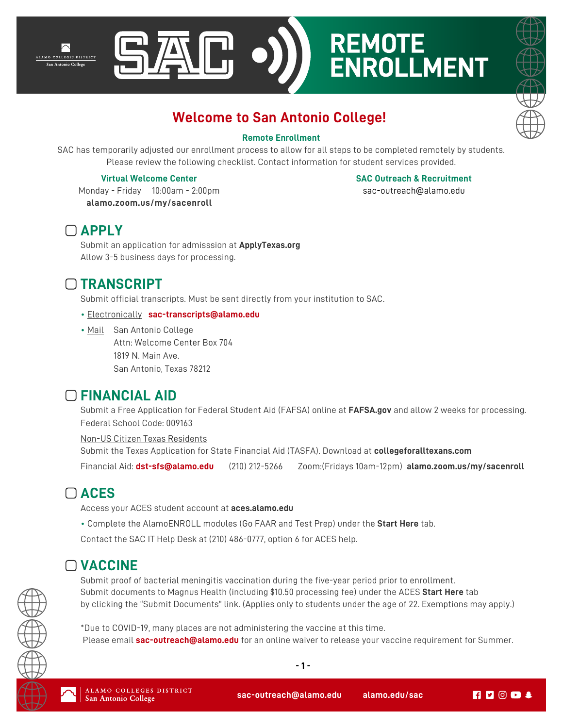# REMOTE ENROLLMENT

## Welcome to San Antonio College!

**Remote Enrollment**

SAC has temporarily adjusted our enrollment process to allow for all steps to be completed remotely by students. Please review the following checklist. Contact information for student services provided.

**Virtual Welcome Center**
Monday - Friday 10:00am - 2:00pm
**alamo.zoom.us/my/sacenroll**

**SAC Outreach & Recruitment**
sac-outreach@alamo.edu

## ▢ APPLY

Submit an application for admisssion at **ApplyTexas.org**
Allow 3-5 business days for processing.

## ▢ TRANSCRIPT

Submit official transcripts. Must be sent directly from your institution to SAC.

- Electronically **sac-transcripts@alamo.edu**
- Mail San Antonio College
  Attn: Welcome Center Box 704
  1819 N. Main Ave.
  San Antonio, Texas 78212

## ▢ FINANCIAL AID

Submit a Free Application for Federal Student Aid (FAFSA) online at **FAFSA.gov** and allow 2 weeks for processing.
Federal School Code: 009163

Non-US Citizen Texas Residents
Submit the Texas Application for State Financial Aid (TASFA). Download at **collegeforalltexans.com**

Financial Aid: **dst-sfs@alamo.edu** (210) 212-5266 Zoom:(Fridays 10am-12pm) **alamo.zoom.us/my/sacenroll**

## ▢ ACES

Access your ACES student account at **aces.alamo.edu**

- Complete the AlamoENROLL modules (Go FAAR and Test Prep) under the **Start Here** tab.

Contact the SAC IT Help Desk at (210) 486-0777, option 6 for ACES help.

## ▢ VACCINE

Submit proof of bacterial meningitis vaccination during the five-year period prior to enrollment.
Submit documents to Magnus Health (including $10.50 processing fee) under the ACES **Start Here** tab by clicking the "Submit Documents" link. (Applies only to students under the age of 22. Exemptions may apply.)

*Due to COVID-19, many places are not administering the vaccine at this time.
Please email **sac-outreach@alamo.edu** for an online waiver to release your vaccine requirement for Summer.

ALAMO COLLEGES DISTRICT San Antonio College **sac-outreach@alamo.edu** **alamo.edu/sac**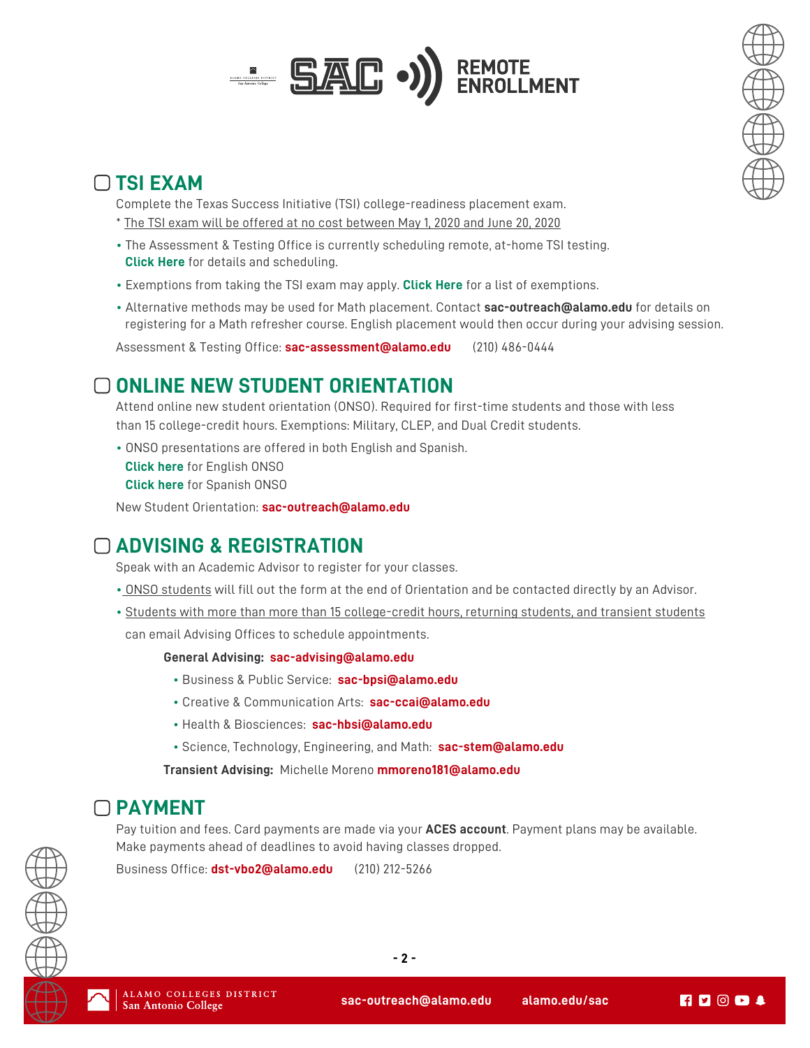# REMOTE ENROLLMENT

## ▢ TSI EXAM

Complete the Texas Success Initiative (TSI) college-readiness placement exam.

* The TSI exam will be offered at no cost between May 1, 2020 and June 20, 2020

- The Assessment & Testing Office is currently scheduling remote, at-home TSI testing. **Click Here** for details and scheduling.
- Exemptions from taking the TSI exam may apply. **Click Here** for a list of exemptions.
- Alternative methods may be used for Math placement. Contact **sac-outreach@alamo.edu** for details on registering for a Math refresher course. English placement would then occur during your advising session.

Assessment & Testing Office: **sac-assessment@alamo.edu** (210) 486-0444

## ▢ ONLINE NEW STUDENT ORIENTATION

Attend online new student orientation (ONSO). Required for first-time students and those with less than 15 college-credit hours. Exemptions: Military, CLEP, and Dual Credit students.

- ONSO presentations are offered in both English and Spanish.
  **Click here** for English ONSO
  **Click here** for Spanish ONSO

New Student Orientation: **sac-outreach@alamo.edu**

## ▢ ADVISING & REGISTRATION

Speak with an Academic Advisor to register for your classes.

- ONSO students will fill out the form at the end of Orientation and be contacted directly by an Advisor.
- Students with more than more than 15 college-credit hours, returning students, and transient students can email Advising Offices to schedule appointments.

**General Advising:** **sac-advising@alamo.edu**

- Business & Public Service: **sac-bpsi@alamo.edu**
- Creative & Communication Arts: **sac-ccai@alamo.edu**
- Health & Biosciences: **sac-hbsi@alamo.edu**
- Science, Technology, Engineering, and Math: **sac-stem@alamo.edu**

**Transient Advising:** Michelle Moreno **mmoreno181@alamo.edu**

## ▢ PAYMENT

Pay tuition and fees. Card payments are made via your **ACES account**. Payment plans may be available. Make payments ahead of deadlines to avoid having classes dropped.

Business Office: **dst-vbo2@alamo.edu** (210) 212-5266